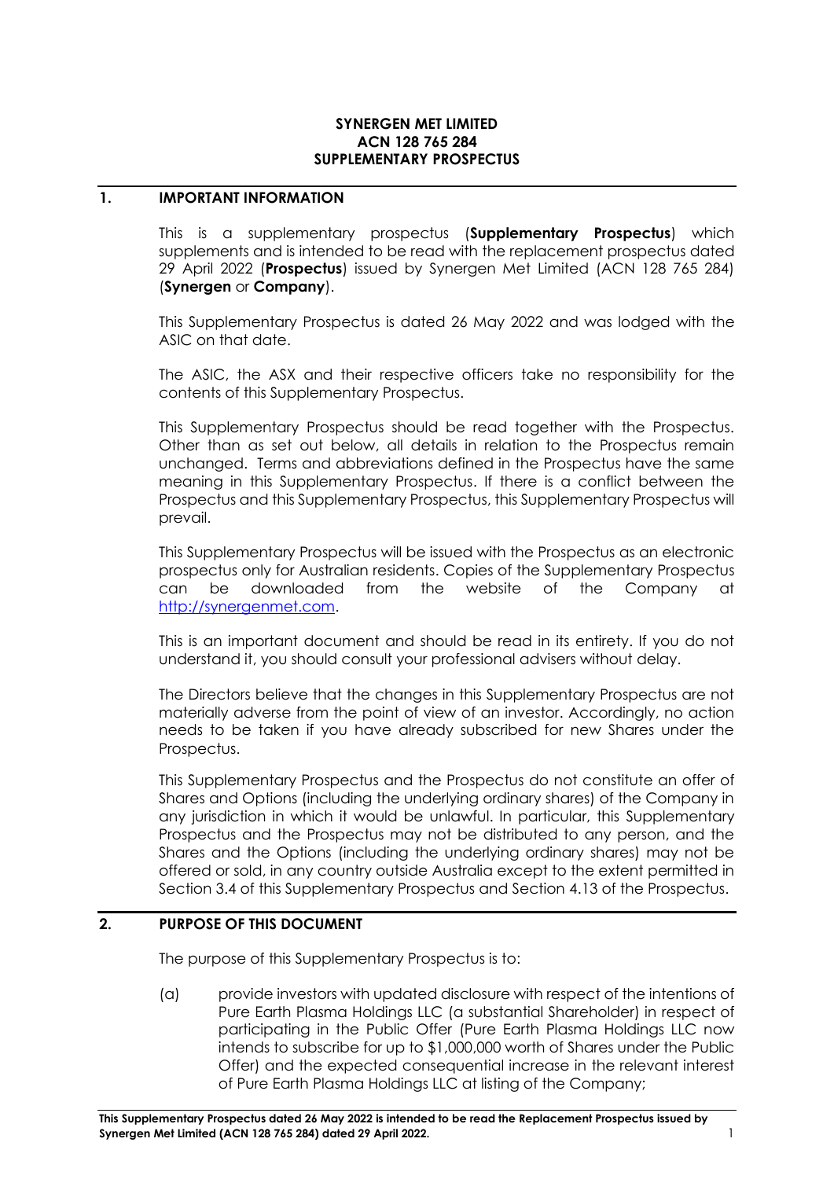**SYNERGEN MET LIMITED**
**ACN 128 765 284**
**SUPPLEMENTARY PROSPECTUS**

## 1. IMPORTANT INFORMATION

This is a supplementary prospectus (**Supplementary Prospectus**) which supplements and is intended to be read with the replacement prospectus dated 29 April 2022 (**Prospectus**) issued by Synergen Met Limited (ACN 128 765 284) (**Synergen** or **Company**).

This Supplementary Prospectus is dated 26 May 2022 and was lodged with the ASIC on that date.

The ASIC, the ASX and their respective officers take no responsibility for the contents of this Supplementary Prospectus.

This Supplementary Prospectus should be read together with the Prospectus. Other than as set out below, all details in relation to the Prospectus remain unchanged. Terms and abbreviations defined in the Prospectus have the same meaning in this Supplementary Prospectus. If there is a conflict between the Prospectus and this Supplementary Prospectus, this Supplementary Prospectus will prevail.

This Supplementary Prospectus will be issued with the Prospectus as an electronic prospectus only for Australian residents. Copies of the Supplementary Prospectus can be downloaded from the website of the Company at http://synergenmet.com.

This is an important document and should be read in its entirety. If you do not understand it, you should consult your professional advisers without delay.

The Directors believe that the changes in this Supplementary Prospectus are not materially adverse from the point of view of an investor. Accordingly, no action needs to be taken if you have already subscribed for new Shares under the Prospectus.

This Supplementary Prospectus and the Prospectus do not constitute an offer of Shares and Options (including the underlying ordinary shares) of the Company in any jurisdiction in which it would be unlawful. In particular, this Supplementary Prospectus and the Prospectus may not be distributed to any person, and the Shares and the Options (including the underlying ordinary shares) may not be offered or sold, in any country outside Australia except to the extent permitted in Section 3.4 of this Supplementary Prospectus and Section 4.13 of the Prospectus.

## 2. PURPOSE OF THIS DOCUMENT

The purpose of this Supplementary Prospectus is to:

(a) provide investors with updated disclosure with respect of the intentions of Pure Earth Plasma Holdings LLC (a substantial Shareholder) in respect of participating in the Public Offer (Pure Earth Plasma Holdings LLC now intends to subscribe for up to $1,000,000 worth of Shares under the Public Offer) and the expected consequential increase in the relevant interest of Pure Earth Plasma Holdings LLC at listing of the Company;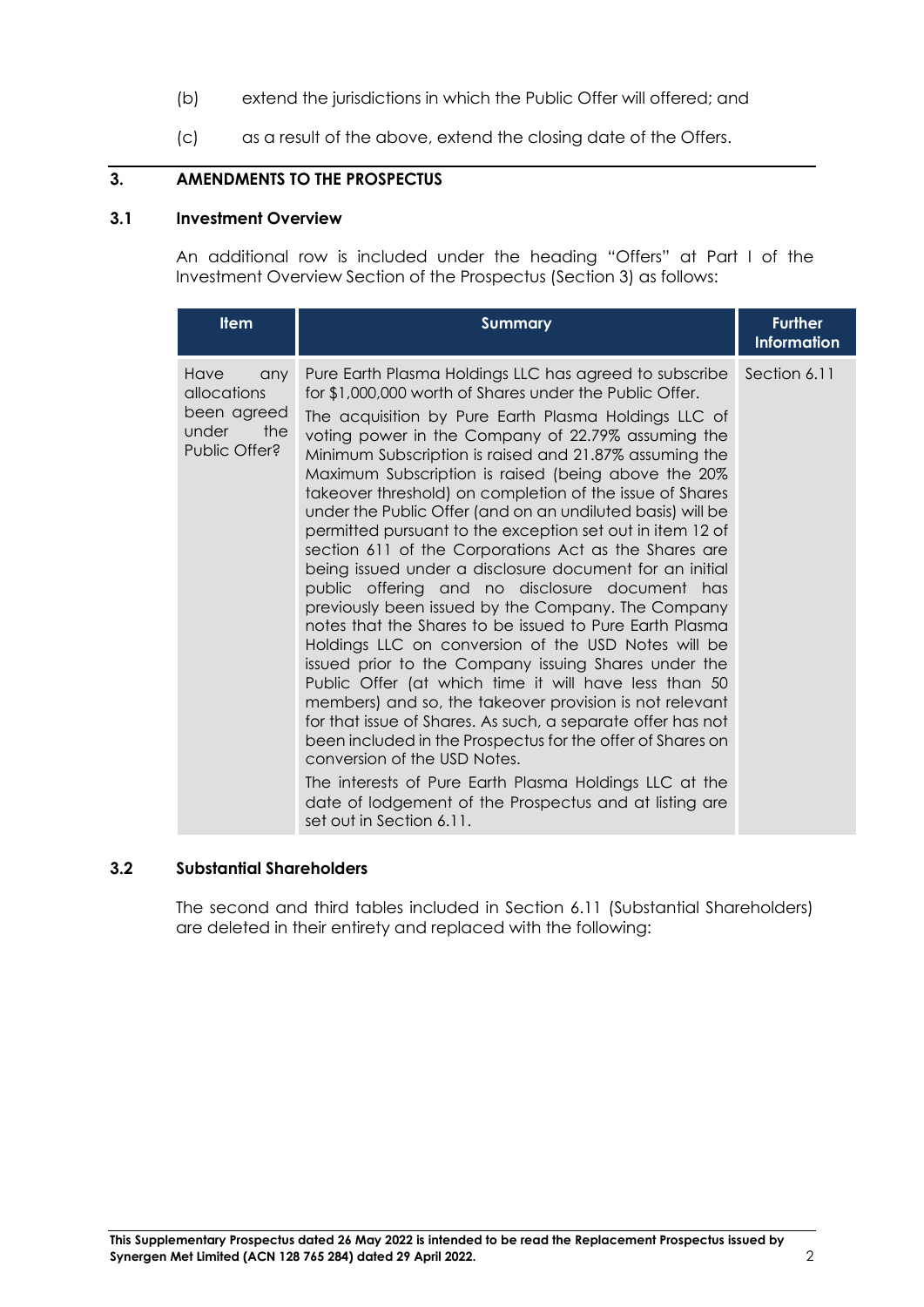(b) extend the jurisdictions in which the Public Offer will offered; and

(c) as a result of the above, extend the closing date of the Offers.

## 3. AMENDMENTS TO THE PROSPECTUS

### 3.1 Investment Overview

An additional row is included under the heading "Offers" at Part I of the Investment Overview Section of the Prospectus (Section 3) as follows:

| Item | Summary | Further Information |
|---|---|---|
| Have any allocations been agreed under the Public Offer? | Pure Earth Plasma Holdings LLC has agreed to subscribe for $1,000,000 worth of Shares under the Public Offer.<br>The acquisition by Pure Earth Plasma Holdings LLC of voting power in the Company of 22.79% assuming the Minimum Subscription is raised and 21.87% assuming the Maximum Subscription is raised (being above the 20% takeover threshold) on completion of the issue of Shares under the Public Offer (and on an undiluted basis) will be permitted pursuant to the exception set out in item 12 of section 611 of the Corporations Act as the Shares are being issued under a disclosure document for an initial public offering and no disclosure document has previously been issued by the Company. The Company notes that the Shares to be issued to Pure Earth Plasma Holdings LLC on conversion of the USD Notes will be issued prior to the Company issuing Shares under the Public Offer (at which time it will have less than 50 members) and so, the takeover provision is not relevant for that issue of Shares. As such, a separate offer has not been included in the Prospectus for the offer of Shares on conversion of the USD Notes.<br>The interests of Pure Earth Plasma Holdings LLC at the date of lodgement of the Prospectus and at listing are set out in Section 6.11. | Section 6.11 |

### 3.2 Substantial Shareholders

The second and third tables included in Section 6.11 (Substantial Shareholders) are deleted in their entirety and replaced with the following:

**This Supplementary Prospectus dated 26 May 2022 is intended to be read the Replacement Prospectus issued by Synergen Met Limited (ACN 128 765 284) dated 29 April 2022.**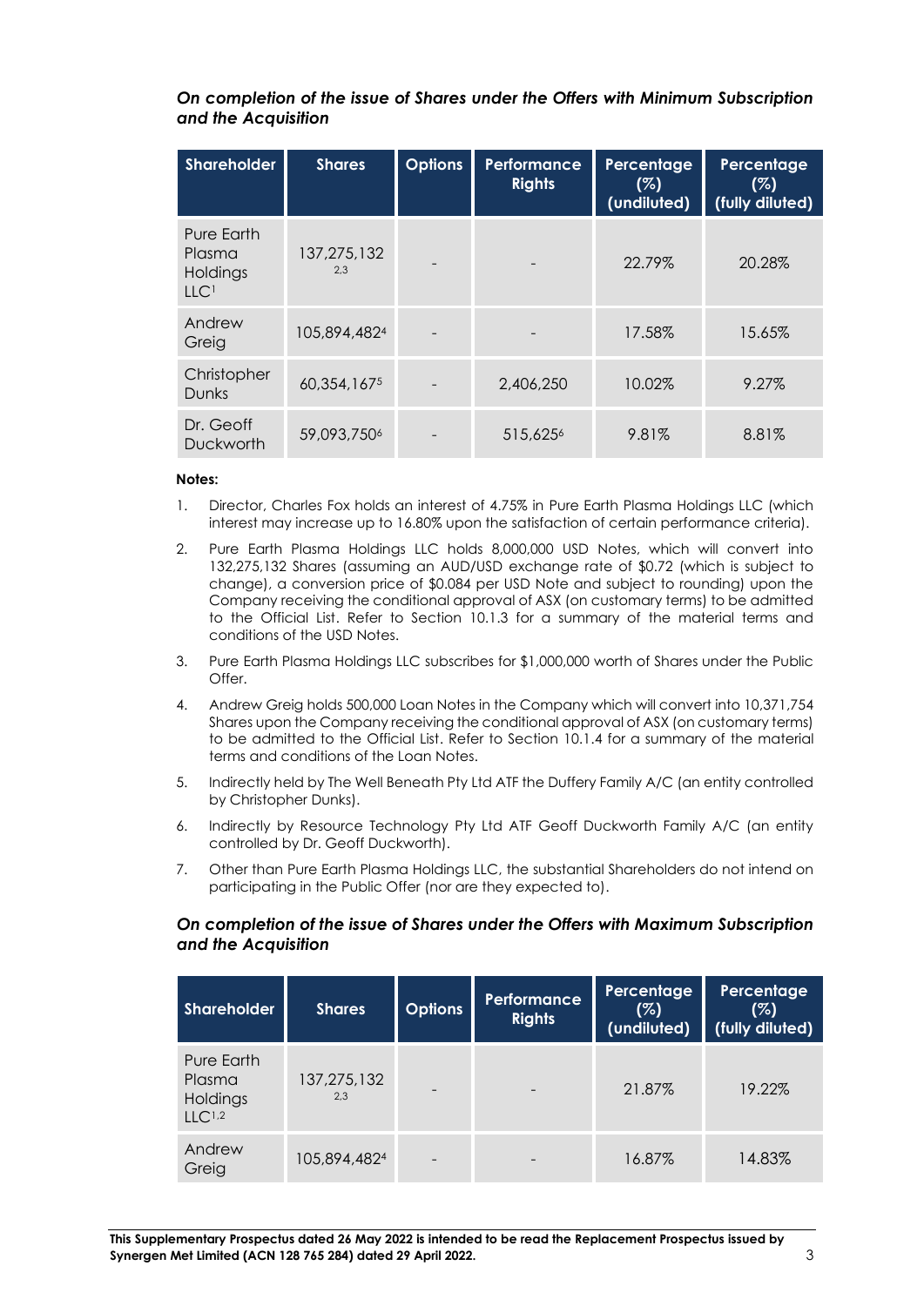### *On completion of the issue of Shares under the Offers with Minimum Subscription and the Acquisition*

| Shareholder | Shares | Options | Performance Rights | Percentage (%) (undiluted) | Percentage (%) (fully diluted) |
|---|---|---|---|---|---|
| Pure Earth Plasma Holdings LLC[1] | 137,275,132 [2,3] | - | - | 22.79% | 20.28% |
| Andrew Greig | 105,894,482[4] | - | - | 17.58% | 15.65% |
| Christopher Dunks | 60,354,167[5] | - | 2,406,250 | 10.02% | 9.27% |
| Dr. Geoff Duckworth | 59,093,750[6] | - | 515,625[6] | 9.81% | 8.81% |

**Notes:**

1. Director, Charles Fox holds an interest of 4.75% in Pure Earth Plasma Holdings LLC (which interest may increase up to 16.80% upon the satisfaction of certain performance criteria).
2. Pure Earth Plasma Holdings LLC holds 8,000,000 USD Notes, which will convert into 132,275,132 Shares (assuming an AUD/USD exchange rate of $0.72 (which is subject to change), a conversion price of $0.084 per USD Note and subject to rounding) upon the Company receiving the conditional approval of ASX (on customary terms) to be admitted to the Official List. Refer to Section 10.1.3 for a summary of the material terms and conditions of the USD Notes.
3. Pure Earth Plasma Holdings LLC subscribes for $1,000,000 worth of Shares under the Public Offer.
4. Andrew Greig holds 500,000 Loan Notes in the Company which will convert into 10,371,754 Shares upon the Company receiving the conditional approval of ASX (on customary terms) to be admitted to the Official List. Refer to Section 10.1.4 for a summary of the material terms and conditions of the Loan Notes.
5. Indirectly held by The Well Beneath Pty Ltd ATF the Duffery Family A/C (an entity controlled by Christopher Dunks).
6. Indirectly by Resource Technology Pty Ltd ATF Geoff Duckworth Family A/C (an entity controlled by Dr. Geoff Duckworth).
7. Other than Pure Earth Plasma Holdings LLC, the substantial Shareholders do not intend on participating in the Public Offer (nor are they expected to).

### *On completion of the issue of Shares under the Offers with Maximum Subscription and the Acquisition*

| Shareholder | Shares | Options | Performance Rights | Percentage (%) (undiluted) | Percentage (%) (fully diluted) |
|---|---|---|---|---|---|
| Pure Earth Plasma Holdings LLC[1,2] | 137,275,132 [2,3] | - | - | 21.87% | 19.22% |
| Andrew Greig | 105,894,482[4] | - | - | 16.87% | 14.83% |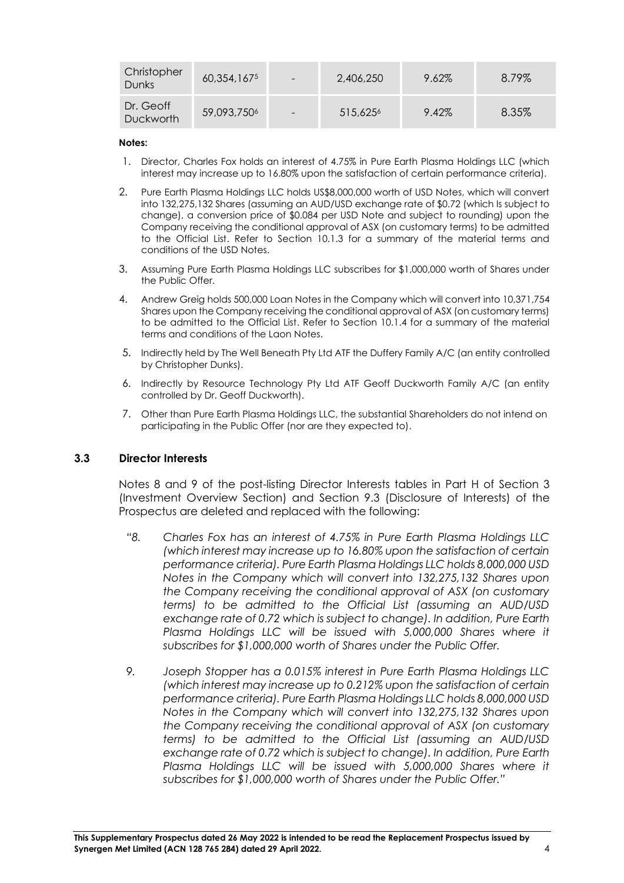| Christopher Dunks | 60,354,167[5] | - | 2,406,250 | 9.62% | 8.79% |
|---|---|---|---|---|---|
| Dr. Geoff Duckworth | 59,093,750[6] | - | 515,625[6] | 9.42% | 8.35% |

**Notes:**

1. Director, Charles Fox holds an interest of 4.75% in Pure Earth Plasma Holdings LLC (which interest may increase up to 16.80% upon the satisfaction of certain performance criteria).
2. Pure Earth Plasma Holdings LLC holds US$8,000,000 worth of USD Notes, which will convert into 132,275,132 Shares (assuming an AUD/USD exchange rate of $0.72 (which Is subject to change), a conversion price of $0.084 per USD Note and subject to rounding) upon the Company receiving the conditional approval of ASX (on customary terms) to be admitted to the Official List. Refer to Section 10.1.3 for a summary of the material terms and conditions of the USD Notes.
3. Assuming Pure Earth Plasma Holdings LLC subscribes for $1,000,000 worth of Shares under the Public Offer.
4. Andrew Greig holds 500,000 Loan Notes in the Company which will convert into 10,371,754 Shares upon the Company receiving the conditional approval of ASX (on customary terms) to be admitted to the Official List. Refer to Section 10.1.4 for a summary of the material terms and conditions of the Laon Notes.
5. Indirectly held by The Well Beneath Pty Ltd ATF the Duffery Family A/C (an entity controlled by Christopher Dunks).
6. Indirectly by Resource Technology Pty Ltd ATF Geoff Duckworth Family A/C (an entity controlled by Dr. Geoff Duckworth).
7. Other than Pure Earth Plasma Holdings LLC, the substantial Shareholders do not intend on participating in the Public Offer (nor are they expected to).

### 3.3 Director Interests

Notes 8 and 9 of the post-listing Director Interests tables in Part H of Section 3 (Investment Overview Section) and Section 9.3 (Disclosure of Interests) of the Prospectus are deleted and replaced with the following:

*"8. Charles Fox has an interest of 4.75% in Pure Earth Plasma Holdings LLC (which interest may increase up to 16.80% upon the satisfaction of certain performance criteria). Pure Earth Plasma Holdings LLC holds 8,000,000 USD Notes in the Company which will convert into 132,275,132 Shares upon the Company receiving the conditional approval of ASX (on customary terms) to be admitted to the Official List (assuming an AUD/USD exchange rate of 0.72 which is subject to change). In addition, Pure Earth Plasma Holdings LLC will be issued with 5,000,000 Shares where it subscribes for $1,000,000 worth of Shares under the Public Offer.*

*9. Joseph Stopper has a 0.015% interest in Pure Earth Plasma Holdings LLC (which interest may increase up to 0.212% upon the satisfaction of certain performance criteria). Pure Earth Plasma Holdings LLC holds 8,000,000 USD Notes in the Company which will convert into 132,275,132 Shares upon the Company receiving the conditional approval of ASX (on customary terms) to be admitted to the Official List (assuming an AUD/USD exchange rate of 0.72 which is subject to change). In addition, Pure Earth Plasma Holdings LLC will be issued with 5,000,000 Shares where it subscribes for $1,000,000 worth of Shares under the Public Offer."*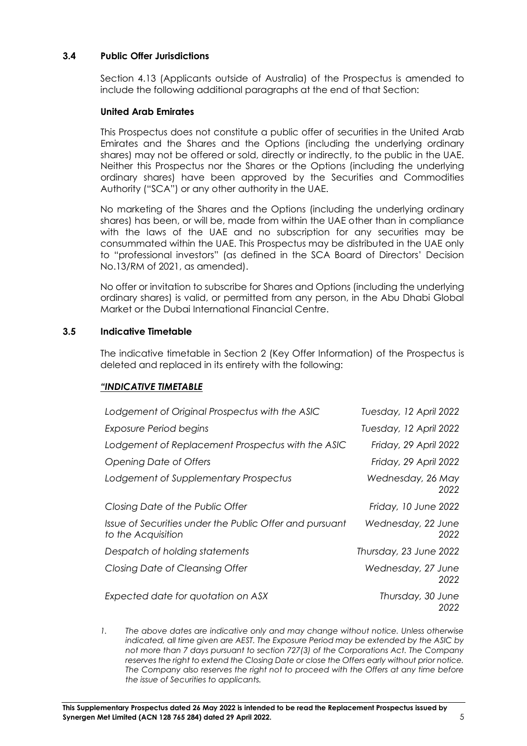### 3.4 Public Offer Jurisdictions

Section 4.13 (Applicants outside of Australia) of the Prospectus is amended to include the following additional paragraphs at the end of that Section:

**United Arab Emirates**

This Prospectus does not constitute a public offer of securities in the United Arab Emirates and the Shares and the Options (including the underlying ordinary shares) may not be offered or sold, directly or indirectly, to the public in the UAE. Neither this Prospectus nor the Shares or the Options (including the underlying ordinary shares) have been approved by the Securities and Commodities Authority ("SCA") or any other authority in the UAE.

No marketing of the Shares and the Options (including the underlying ordinary shares) has been, or will be, made from within the UAE other than in compliance with the laws of the UAE and no subscription for any securities may be consummated within the UAE. This Prospectus may be distributed in the UAE only to "professional investors" (as defined in the SCA Board of Directors' Decision No.13/RM of 2021, as amended).

No offer or invitation to subscribe for Shares and Options (including the underlying ordinary shares) is valid, or permitted from any person, in the Abu Dhabi Global Market or the Dubai International Financial Centre.

### 3.5 Indicative Timetable

The indicative timetable in Section 2 (Key Offer Information) of the Prospectus is deleted and replaced in its entirety with the following:

***"INDICATIVE TIMETABLE***

| | |
|---|---|
| *Lodgement of Original Prospectus with the ASIC* | *Tuesday, 12 April 2022* |
| *Exposure Period begins* | *Tuesday, 12 April 2022* |
| *Lodgement of Replacement Prospectus with the ASIC* | *Friday, 29 April 2022* |
| *Opening Date of Offers* | *Friday, 29 April 2022* |
| *Lodgement of Supplementary Prospectus* | *Wednesday, 26 May 2022* |
| *Closing Date of the Public Offer* | *Friday, 10 June 2022* |
| *Issue of Securities under the Public Offer and pursuant to the Acquisition* | *Wednesday, 22 June 2022* |
| *Despatch of holding statements* | *Thursday, 23 June 2022* |
| *Closing Date of Cleansing Offer* | *Wednesday, 27 June 2022* |
| *Expected date for quotation on ASX* | *Thursday, 30 June 2022* |

1. *The above dates are indicative only and may change without notice. Unless otherwise indicated, all time given are AEST. The Exposure Period may be extended by the ASIC by not more than 7 days pursuant to section 727(3) of the Corporations Act. The Company reserves the right to extend the Closing Date or close the Offers early without prior notice. The Company also reserves the right not to proceed with the Offers at any time before the issue of Securities to applicants.*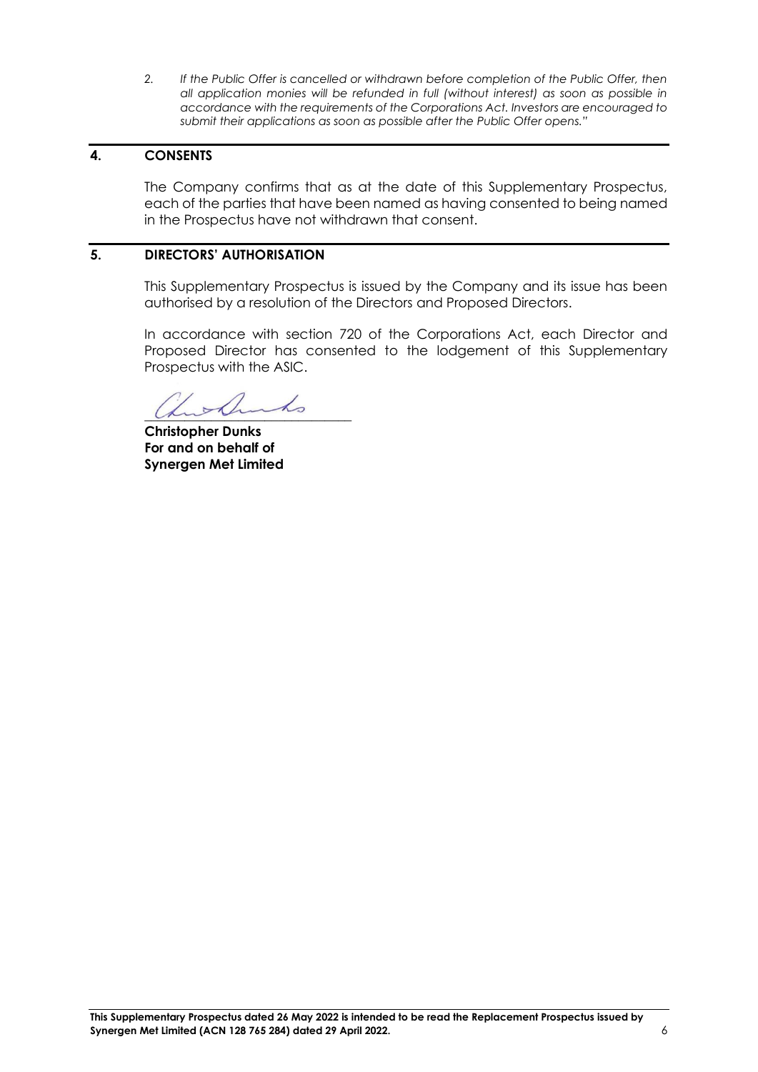2. *If the Public Offer is cancelled or withdrawn before completion of the Public Offer, then all application monies will be refunded in full (without interest) as soon as possible in accordance with the requirements of the Corporations Act. Investors are encouraged to submit their applications as soon as possible after the Public Offer opens."*

## 4. CONSENTS

The Company confirms that as at the date of this Supplementary Prospectus, each of the parties that have been named as having consented to being named in the Prospectus have not withdrawn that consent.

## 5. DIRECTORS' AUTHORISATION

This Supplementary Prospectus is issued by the Company and its issue has been authorised by a resolution of the Directors and Proposed Directors.

In accordance with section 720 of the Corporations Act, each Director and Proposed Director has consented to the lodgement of this Supplementary Prospectus with the ASIC.

\_\_\_\_\_\_\_\_\_\_\_\_\_\_\_\_\_\_\_\_\_\_\_\_\_\_\_\_

**Christopher Dunks**
**For and on behalf of**
**Synergen Met Limited**

**This Supplementary Prospectus dated 26 May 2022 is intended to be read the Replacement Prospectus issued by Synergen Met Limited (ACN 128 765 284) dated 29 April 2022.**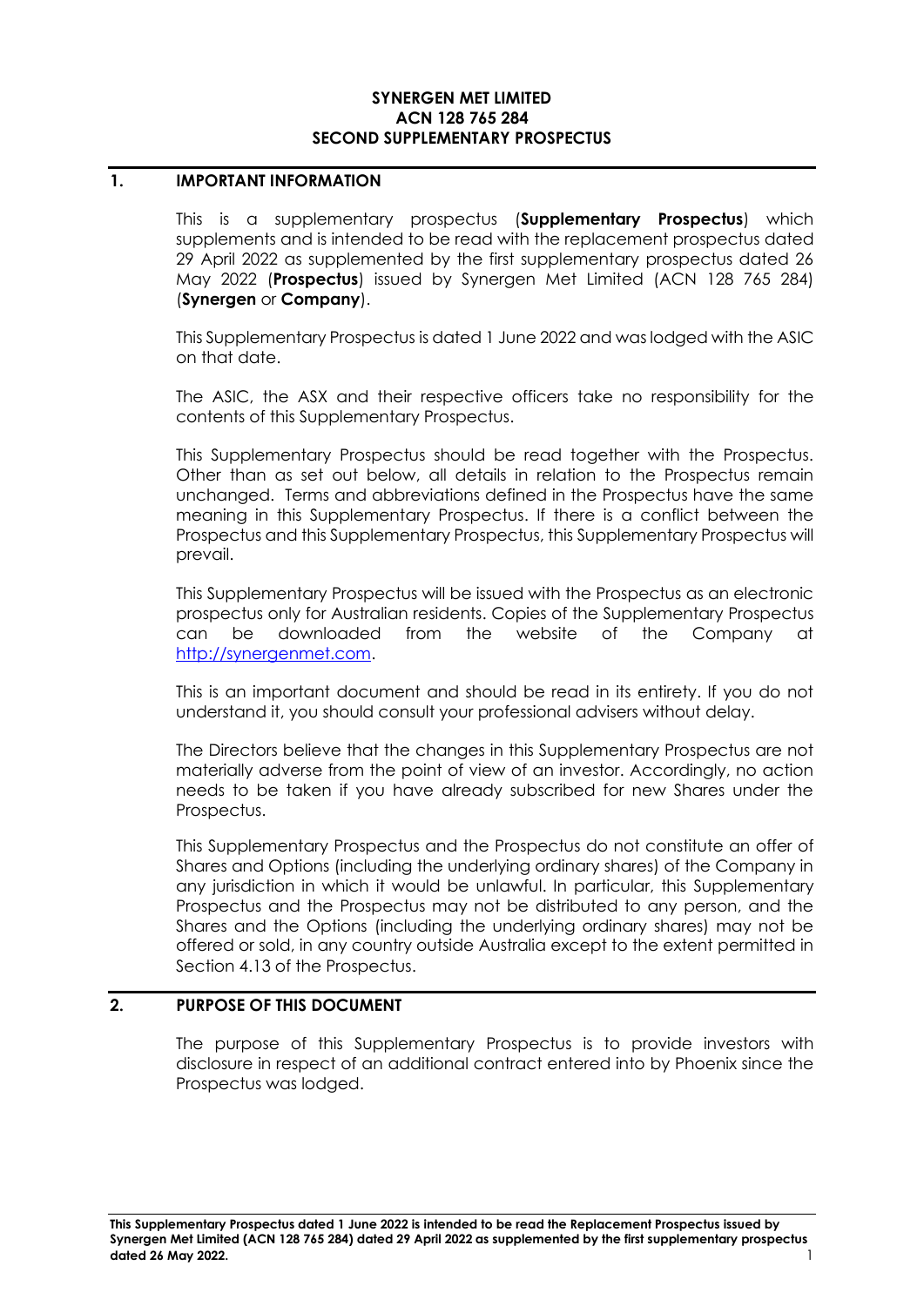**SYNERGEN MET LIMITED**
**ACN 128 765 284**
**SECOND SUPPLEMENTARY PROSPECTUS**

## 1. IMPORTANT INFORMATION

This is a supplementary prospectus (**Supplementary Prospectus**) which supplements and is intended to be read with the replacement prospectus dated 29 April 2022 as supplemented by the first supplementary prospectus dated 26 May 2022 (**Prospectus**) issued by Synergen Met Limited (ACN 128 765 284) (**Synergen** or **Company**).

This Supplementary Prospectus is dated 1 June 2022 and was lodged with the ASIC on that date.

The ASIC, the ASX and their respective officers take no responsibility for the contents of this Supplementary Prospectus.

This Supplementary Prospectus should be read together with the Prospectus. Other than as set out below, all details in relation to the Prospectus remain unchanged. Terms and abbreviations defined in the Prospectus have the same meaning in this Supplementary Prospectus. If there is a conflict between the Prospectus and this Supplementary Prospectus, this Supplementary Prospectus will prevail.

This Supplementary Prospectus will be issued with the Prospectus as an electronic prospectus only for Australian residents. Copies of the Supplementary Prospectus can be downloaded from the website of the Company at http://synergenmet.com.

This is an important document and should be read in its entirety. If you do not understand it, you should consult your professional advisers without delay.

The Directors believe that the changes in this Supplementary Prospectus are not materially adverse from the point of view of an investor. Accordingly, no action needs to be taken if you have already subscribed for new Shares under the Prospectus.

This Supplementary Prospectus and the Prospectus do not constitute an offer of Shares and Options (including the underlying ordinary shares) of the Company in any jurisdiction in which it would be unlawful. In particular, this Supplementary Prospectus and the Prospectus may not be distributed to any person, and the Shares and the Options (including the underlying ordinary shares) may not be offered or sold, in any country outside Australia except to the extent permitted in Section 4.13 of the Prospectus.

## 2. PURPOSE OF THIS DOCUMENT

The purpose of this Supplementary Prospectus is to provide investors with disclosure in respect of an additional contract entered into by Phoenix since the Prospectus was lodged.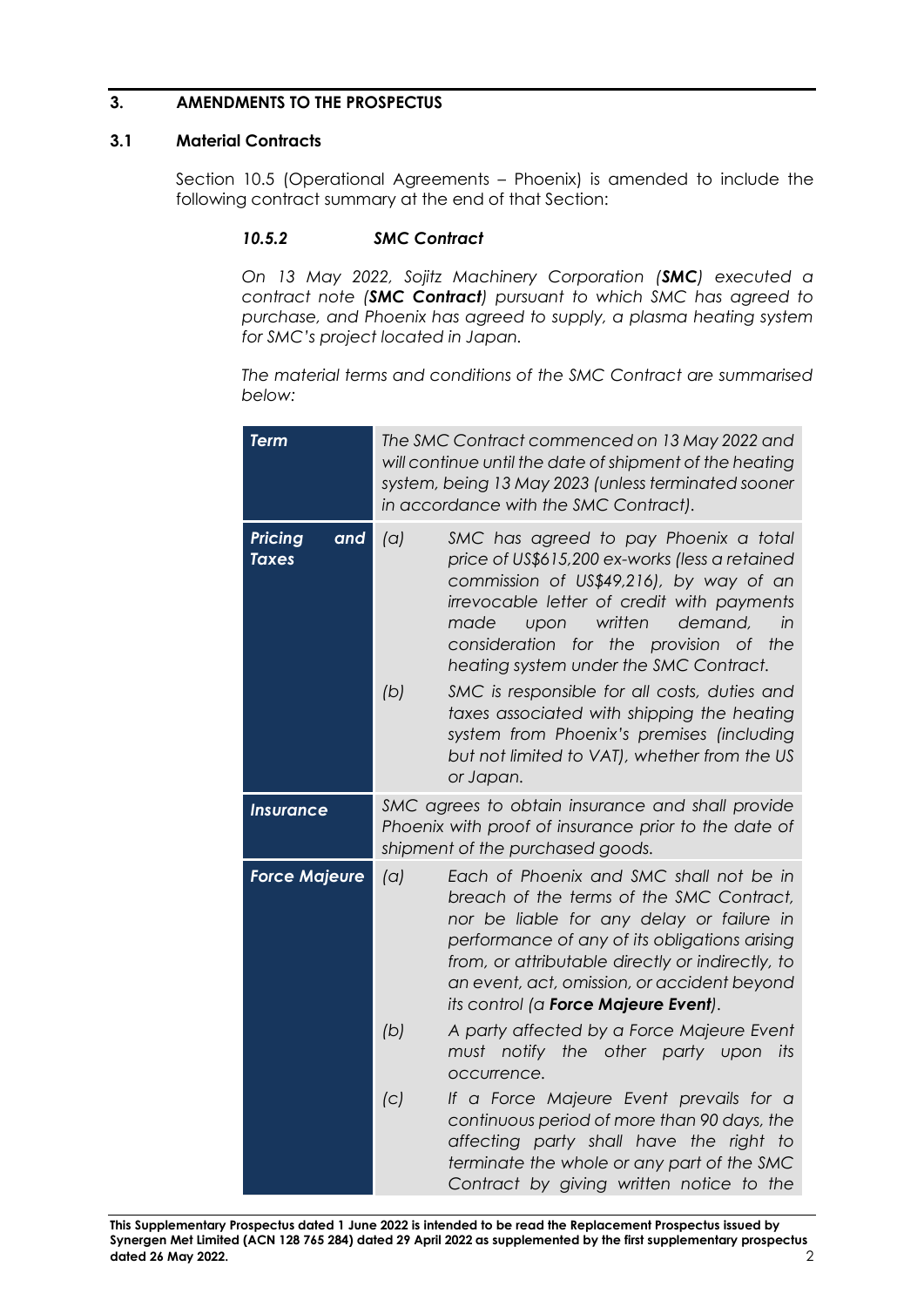## 3. AMENDMENTS TO THE PROSPECTUS

### 3.1 Material Contracts

Section 10.5 (Operational Agreements – Phoenix) is amended to include the following contract summary at the end of that Section:

#### *10.5.2 SMC Contract*

*On 13 May 2022, Sojitz Machinery Corporation (**SMC**) executed a contract note (**SMC Contract**) pursuant to which SMC has agreed to purchase, and Phoenix has agreed to supply, a plasma heating system for SMC's project located in Japan.*

*The material terms and conditions of the SMC Contract are summarised below:*

| | |
|---|---|
| ***Term*** | *The SMC Contract commenced on 13 May 2022 and will continue until the date of shipment of the heating system, being 13 May 2023 (unless terminated sooner in accordance with the SMC Contract).* |
| ***Pricing and Taxes*** | *(a) SMC has agreed to pay Phoenix a total price of US$615,200 ex-works (less a retained commission of US$49,216), by way of an irrevocable letter of credit with payments made upon written demand, in consideration for the provision of the heating system under the SMC Contract.*<br><br>*(b) SMC is responsible for all costs, duties and taxes associated with shipping the heating system from Phoenix's premises (including but not limited to VAT), whether from the US or Japan.* |
| ***Insurance*** | *SMC agrees to obtain insurance and shall provide Phoenix with proof of insurance prior to the date of shipment of the purchased goods.* |
| ***Force Majeure*** | *(a) Each of Phoenix and SMC shall not be in breach of the terms of the SMC Contract, nor be liable for any delay or failure in performance of any of its obligations arising from, or attributable directly or indirectly, to an event, act, omission, or accident beyond its control (a **Force Majeure Event**).*<br><br>*(b) A party affected by a Force Majeure Event must notify the other party upon its occurrence.*<br><br>*(c) If a Force Majeure Event prevails for a continuous period of more than 90 days, the affecting party shall have the right to terminate the whole or any part of the SMC Contract by giving written notice to the* |

This Supplementary Prospectus dated 1 June 2022 is intended to be read the Replacement Prospectus issued by Synergen Met Limited (ACN 128 765 284) dated 29 April 2022 as supplemented by the first supplementary prospectus dated 26 May 2022.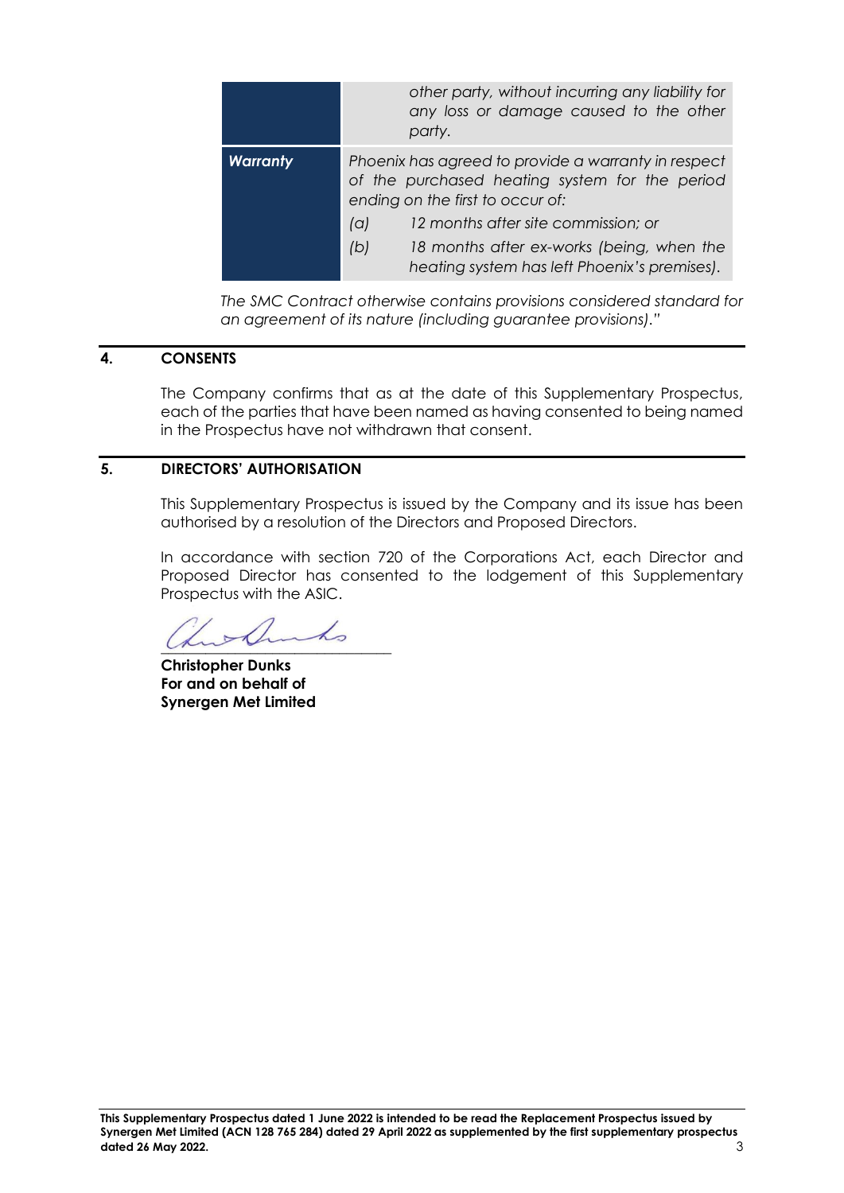| | |
|---|---|
| | *other party, without incurring any liability for any loss or damage caused to the other party.* |
| ***Warranty*** | *Phoenix has agreed to provide a warranty in respect of the purchased heating system for the period ending on the first to occur of:*<br>*(a) 12 months after site commission; or*<br>*(b) 18 months after ex-works (being, when the heating system has left Phoenix's premises).* |

*The SMC Contract otherwise contains provisions considered standard for an agreement of its nature (including guarantee provisions)."*

## 4. CONSENTS

The Company confirms that as at the date of this Supplementary Prospectus, each of the parties that have been named as having consented to being named in the Prospectus have not withdrawn that consent.

## 5. DIRECTORS' AUTHORISATION

This Supplementary Prospectus is issued by the Company and its issue has been authorised by a resolution of the Directors and Proposed Directors.

In accordance with section 720 of the Corporations Act, each Director and Proposed Director has consented to the lodgement of this Supplementary Prospectus with the ASIC.

**Christopher Dunks**
**For and on behalf of**
**Synergen Met Limited**

**This Supplementary Prospectus dated 1 June 2022 is intended to be read the Replacement Prospectus issued by Synergen Met Limited (ACN 128 765 284) dated 29 April 2022 as supplemented by the first supplementary prospectus dated 26 May 2022.**